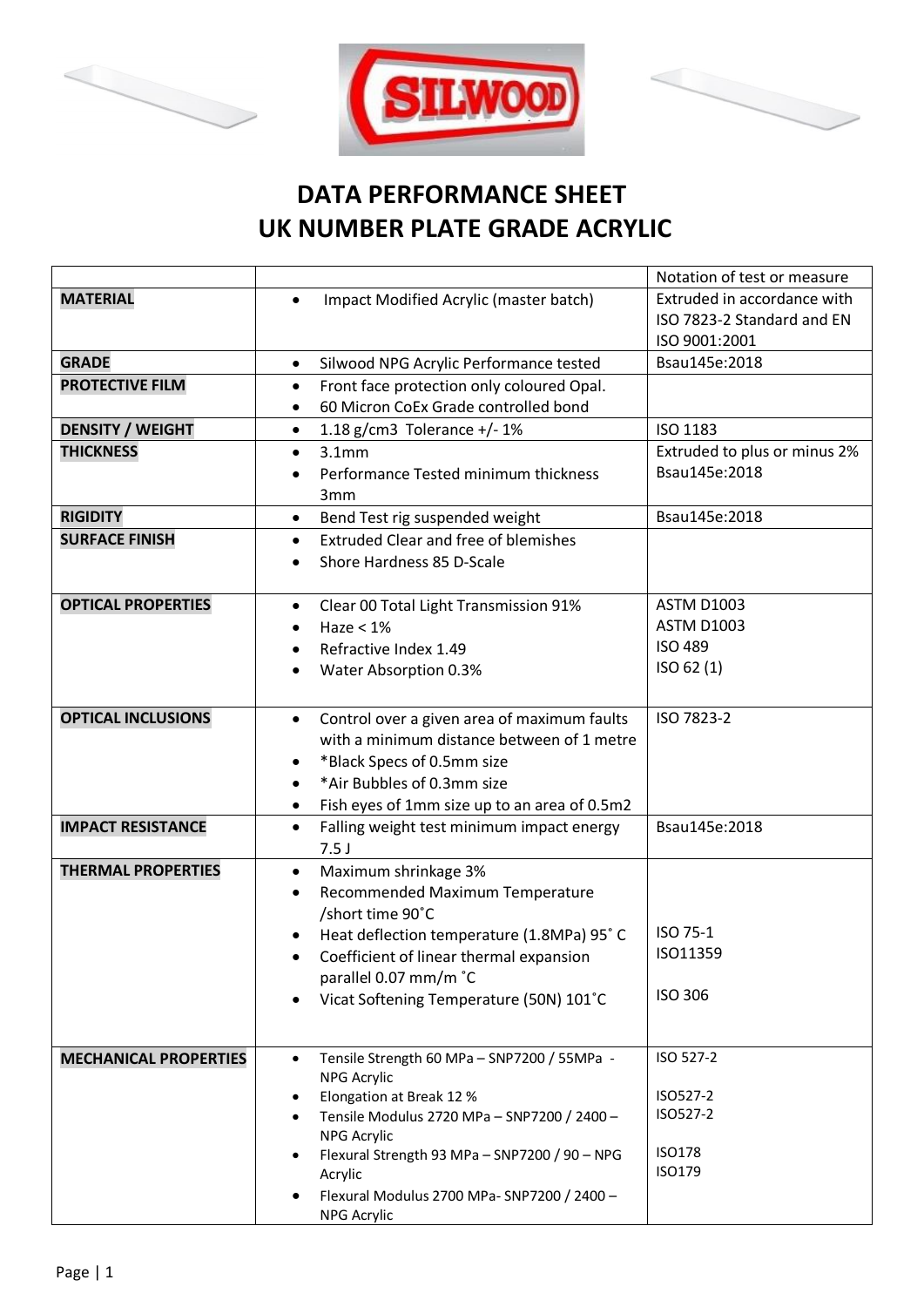# DATA PERFORMANCE SHEET
# UK NUMBER PLATE GRADE ACRYLIC

| | | Notation of test or measure |
|---|---|---|
| **MATERIAL** | • Impact Modified Acrylic (master batch) | Extruded in accordance with ISO 7823-2 Standard and EN ISO 9001:2001 |
| **GRADE** | • Silwood NPG Acrylic Performance tested | Bsau145e:2018 |
| **PROTECTIVE FILM** | • Front face protection only coloured Opal.<br>• 60 Micron CoEx Grade controlled bond | |
| **DENSITY / WEIGHT** | • 1.18 g/cm3 Tolerance +/- 1% | ISO 1183 |
| **THICKNESS** | • 3.1mm<br>• Performance Tested minimum thickness 3mm | Extruded to plus or minus 2%<br>Bsau145e:2018 |
| **RIGIDITY** | • Bend Test rig suspended weight | Bsau145e:2018 |
| **SURFACE FINISH** | • Extruded Clear and free of blemishes<br>• Shore Hardness 85 D-Scale | |
| **OPTICAL PROPERTIES** | • Clear 00 Total Light Transmission 91%<br>• Haze < 1%<br>• Refractive Index 1.49<br>• Water Absorption 0.3% | ASTM D1003<br>ASTM D1003<br>ISO 489<br>ISO 62 (1) |
| **OPTICAL INCLUSIONS** | • Control over a given area of maximum faults with a minimum distance between of 1 metre<br>• *Black Specs of 0.5mm size<br>• *Air Bubbles of 0.3mm size<br>• Fish eyes of 1mm size up to an area of 0.5m2 | ISO 7823-2 |
| **IMPACT RESISTANCE** | • Falling weight test minimum impact energy 7.5 J | Bsau145e:2018 |
| **THERMAL PROPERTIES** | • Maximum shrinkage 3%<br>• Recommended Maximum Temperature /short time 90˚C<br>• Heat deflection temperature (1.8MPa) 95˚ C<br>• Coefficient of linear thermal expansion parallel 0.07 mm/m ˚C<br>• Vicat Softening Temperature (50N) 101˚C | ISO 75-1<br>ISO11359<br>ISO 306 |
| **MECHANICAL PROPERTIES** | • Tensile Strength 60 MPa – SNP7200 / 55MPa - NPG Acrylic<br>• Elongation at Break 12 %<br>• Tensile Modulus 2720 MPa – SNP7200 / 2400 – NPG Acrylic<br>• Flexural Strength 93 MPa – SNP7200 / 90 – NPG Acrylic<br>• Flexural Modulus 2700 MPa- SNP7200 / 2400 – NPG Acrylic | ISO 527-2<br>ISO527-2<br>ISO527-2<br>ISO178<br>ISO179 |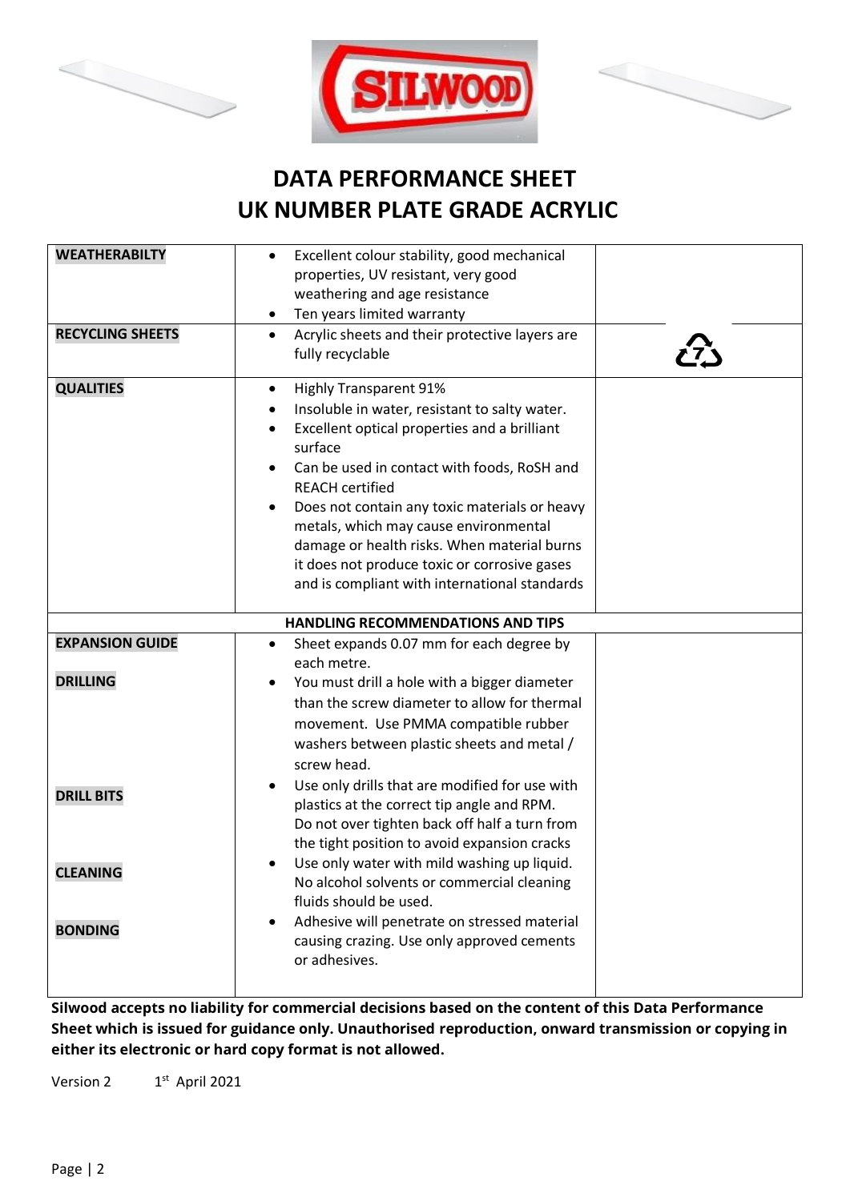# DATA PERFORMANCE SHEET
# UK NUMBER PLATE GRADE ACRYLIC

| | | |
|---|---|---|
| **WEATHERABILTY** | • Excellent colour stability, good mechanical properties, UV resistant, very good weathering and age resistance<br>• Ten years limited warranty | |
| **RECYCLING SHEETS** | • Acrylic sheets and their protective layers are fully recyclable | 7 |
| **QUALITIES** | • Highly Transparent 91%<br>• Insoluble in water, resistant to salty water.<br>• Excellent optical properties and a brilliant surface<br>• Can be used in contact with foods, RoSH and REACH certified<br>• Does not contain any toxic materials or heavy metals, which may cause environmental damage or health risks. When material burns it does not produce toxic or corrosive gases and is compliant with international standards | |
| | **HANDLING RECOMMENDATIONS AND TIPS** | |
| **EXPANSION GUIDE** | • Sheet expands 0.07 mm for each degree by each metre. | |
| **DRILLING** | • You must drill a hole with a bigger diameter than the screw diameter to allow for thermal movement. Use PMMA compatible rubber washers between plastic sheets and metal / screw head. | |
| **DRILL BITS** | • Use only drills that are modified for use with plastics at the correct tip angle and RPM. Do not over tighten back off half a turn from the tight position to avoid expansion cracks | |
| **CLEANING** | • Use only water with mild washing up liquid. No alcohol solvents or commercial cleaning fluids should be used. | |
| **BONDING** | • Adhesive will penetrate on stressed material causing crazing. Use only approved cements or adhesives. | |

**Silwood accepts no liability for commercial decisions based on the content of this Data Performance Sheet which is issued for guidance only. Unauthorised reproduction, onward transmission or copying in either its electronic or hard copy format is not allowed.**

Version 2 1st April 2021